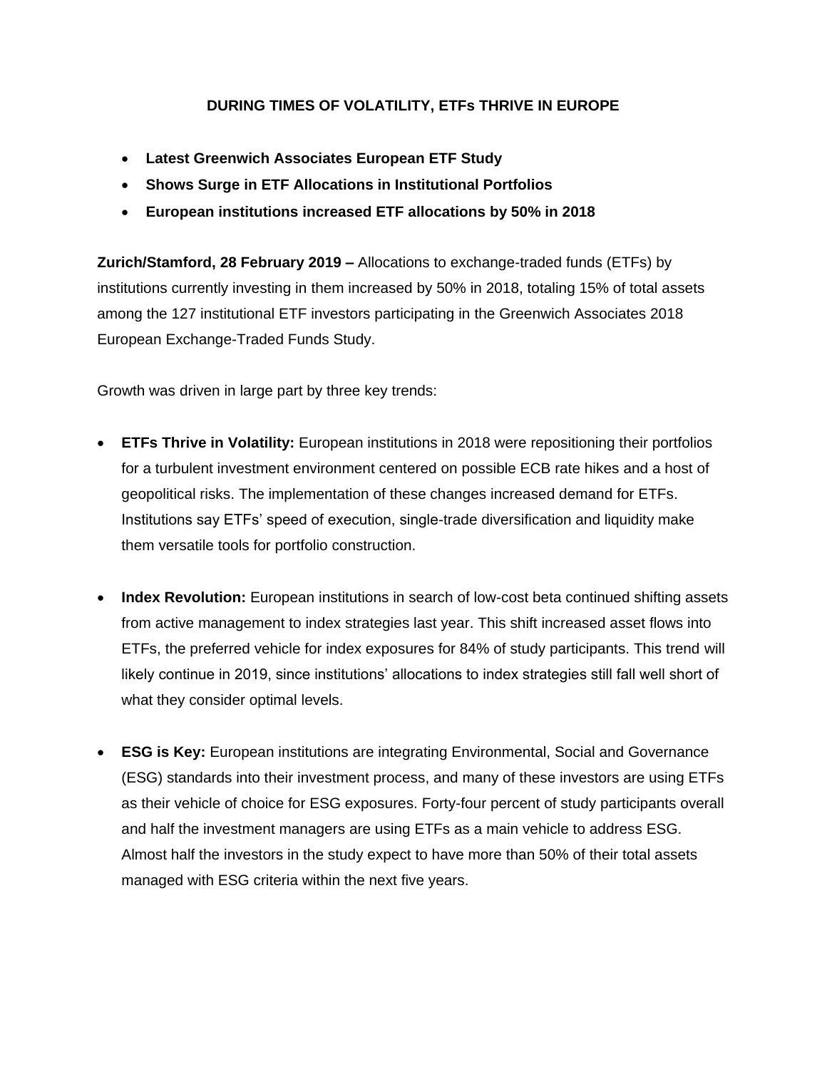# DURING TIMES OF VOLATILITY, ETFs THRIVE IN EUROPE

- **Latest Greenwich Associates European ETF Study**
- **Shows Surge in ETF Allocations in Institutional Portfolios**
- **European institutions increased ETF allocations by 50% in 2018**

**Zurich/Stamford, 28 February 2019 –** Allocations to exchange-traded funds (ETFs) by institutions currently investing in them increased by 50% in 2018, totaling 15% of total assets among the 127 institutional ETF investors participating in the Greenwich Associates 2018 European Exchange-Traded Funds Study.

Growth was driven in large part by three key trends:

- **ETFs Thrive in Volatility:** European institutions in 2018 were repositioning their portfolios for a turbulent investment environment centered on possible ECB rate hikes and a host of geopolitical risks. The implementation of these changes increased demand for ETFs. Institutions say ETFs' speed of execution, single-trade diversification and liquidity make them versatile tools for portfolio construction.

- **Index Revolution:** European institutions in search of low-cost beta continued shifting assets from active management to index strategies last year. This shift increased asset flows into ETFs, the preferred vehicle for index exposures for 84% of study participants. This trend will likely continue in 2019, since institutions' allocations to index strategies still fall well short of what they consider optimal levels.

- **ESG is Key:** European institutions are integrating Environmental, Social and Governance (ESG) standards into their investment process, and many of these investors are using ETFs as their vehicle of choice for ESG exposures. Forty-four percent of study participants overall and half the investment managers are using ETFs as a main vehicle to address ESG. Almost half the investors in the study expect to have more than 50% of their total assets managed with ESG criteria within the next five years.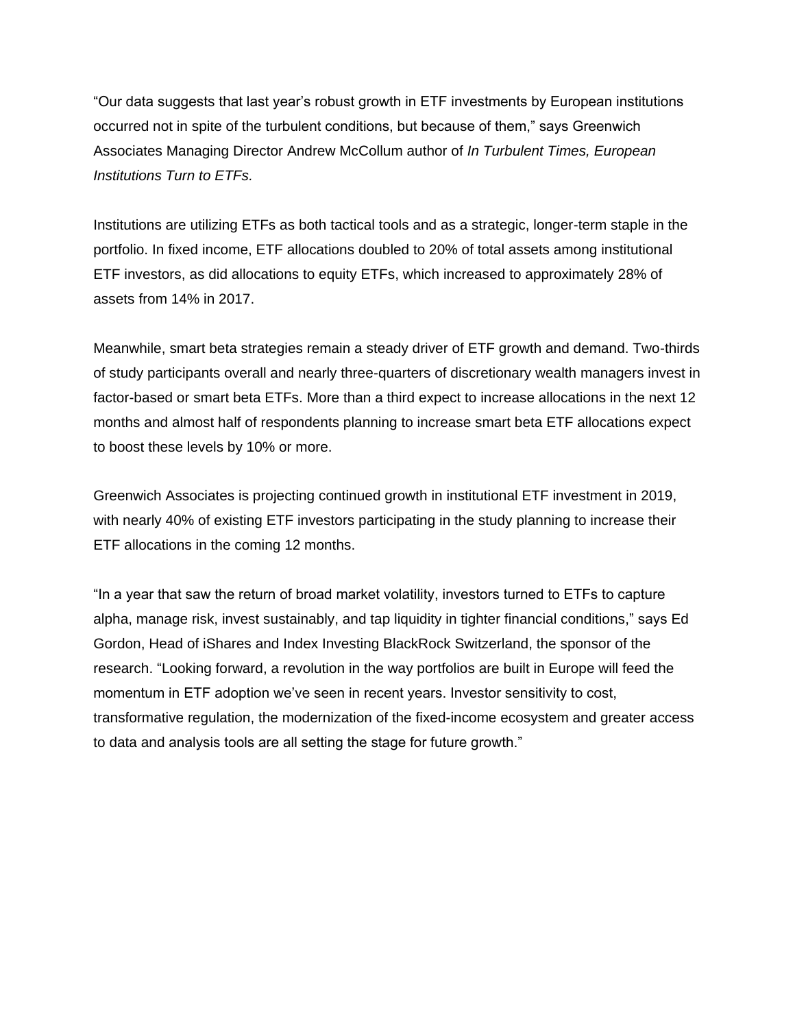“Our data suggests that last year’s robust growth in ETF investments by European institutions occurred not in spite of the turbulent conditions, but because of them,” says Greenwich Associates Managing Director Andrew McCollum author of *In Turbulent Times, European Institutions Turn to ETFs.*

Institutions are utilizing ETFs as both tactical tools and as a strategic, longer-term staple in the portfolio. In fixed income, ETF allocations doubled to 20% of total assets among institutional ETF investors, as did allocations to equity ETFs, which increased to approximately 28% of assets from 14% in 2017.

Meanwhile, smart beta strategies remain a steady driver of ETF growth and demand. Two-thirds of study participants overall and nearly three-quarters of discretionary wealth managers invest in factor-based or smart beta ETFs. More than a third expect to increase allocations in the next 12 months and almost half of respondents planning to increase smart beta ETF allocations expect to boost these levels by 10% or more.

Greenwich Associates is projecting continued growth in institutional ETF investment in 2019, with nearly 40% of existing ETF investors participating in the study planning to increase their ETF allocations in the coming 12 months.

“In a year that saw the return of broad market volatility, investors turned to ETFs to capture alpha, manage risk, invest sustainably, and tap liquidity in tighter financial conditions,” says Ed Gordon, Head of iShares and Index Investing BlackRock Switzerland, the sponsor of the research. “Looking forward, a revolution in the way portfolios are built in Europe will feed the momentum in ETF adoption we’ve seen in recent years. Investor sensitivity to cost, transformative regulation, the modernization of the fixed-income ecosystem and greater access to data and analysis tools are all setting the stage for future growth.”